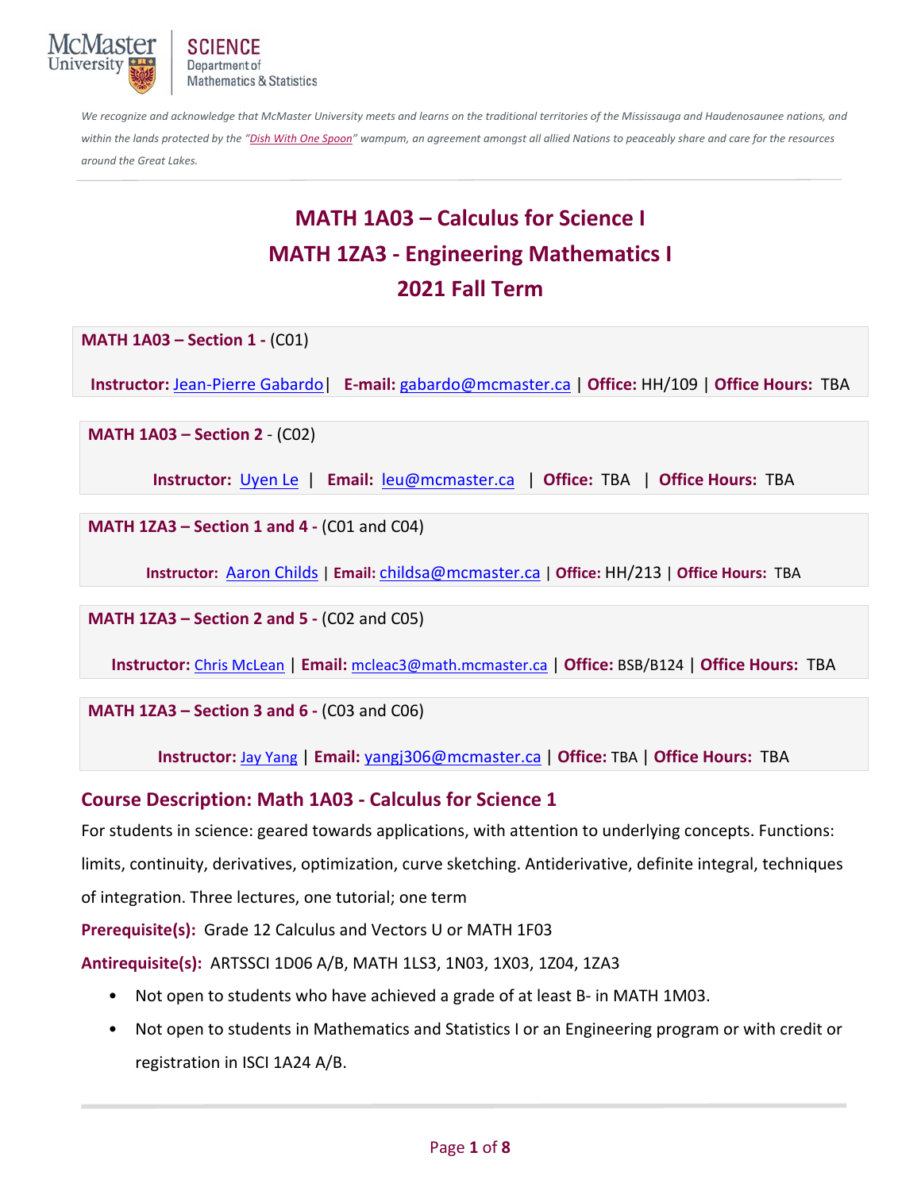*We recognize and acknowledge that McMaster University meets and learns on the traditional territories of the Mississauga and Haudenosaunee nations, and within the lands protected by the "Dish With One Spoon" wampum, an agreement amongst all allied Nations to peaceably share and care for the resources around the Great Lakes.*

# MATH 1A03 – Calculus for Science I
# MATH 1ZA3 - Engineering Mathematics I
# 2021 Fall Term

**MATH 1A03 – Section 1 -** (C01)

**Instructor:** Jean-Pierre Gabardo| **E-mail:** gabardo@mcmaster.ca | **Office:** HH/109 | **Office Hours:** TBA

**MATH 1A03 – Section 2** - (C02)

**Instructor:** Uyen Le | **Email:** leu@mcmaster.ca | **Office:** TBA | **Office Hours:** TBA

**MATH 1ZA3 – Section 1 and 4 -** (C01 and C04)

**Instructor:** Aaron Childs | **Email:** childsa@mcmaster.ca | **Office:** HH/213 | **Office Hours:** TBA

**MATH 1ZA3 – Section 2 and 5 -** (C02 and C05)

**Instructor:** Chris McLean | **Email:** mcleac3@math.mcmaster.ca | **Office:** BSB/B124 | **Office Hours:** TBA

**MATH 1ZA3 – Section 3 and 6 -** (C03 and C06)

**Instructor:** Jay Yang | **Email:** yangj306@mcmaster.ca | **Office:** TBA | **Office Hours:** TBA

## Course Description: Math 1A03 - Calculus for Science 1

For students in science: geared towards applications, with attention to underlying concepts. Functions: limits, continuity, derivatives, optimization, curve sketching. Antiderivative, definite integral, techniques of integration. Three lectures, one tutorial; one term

**Prerequisite(s):** Grade 12 Calculus and Vectors U or MATH 1F03

**Antirequisite(s):** ARTSSCI 1D06 A/B, MATH 1LS3, 1N03, 1X03, 1Z04, 1ZA3

- Not open to students who have achieved a grade of at least B- in MATH 1M03.
- Not open to students in Mathematics and Statistics I or an Engineering program or with credit or registration in ISCI 1A24 A/B.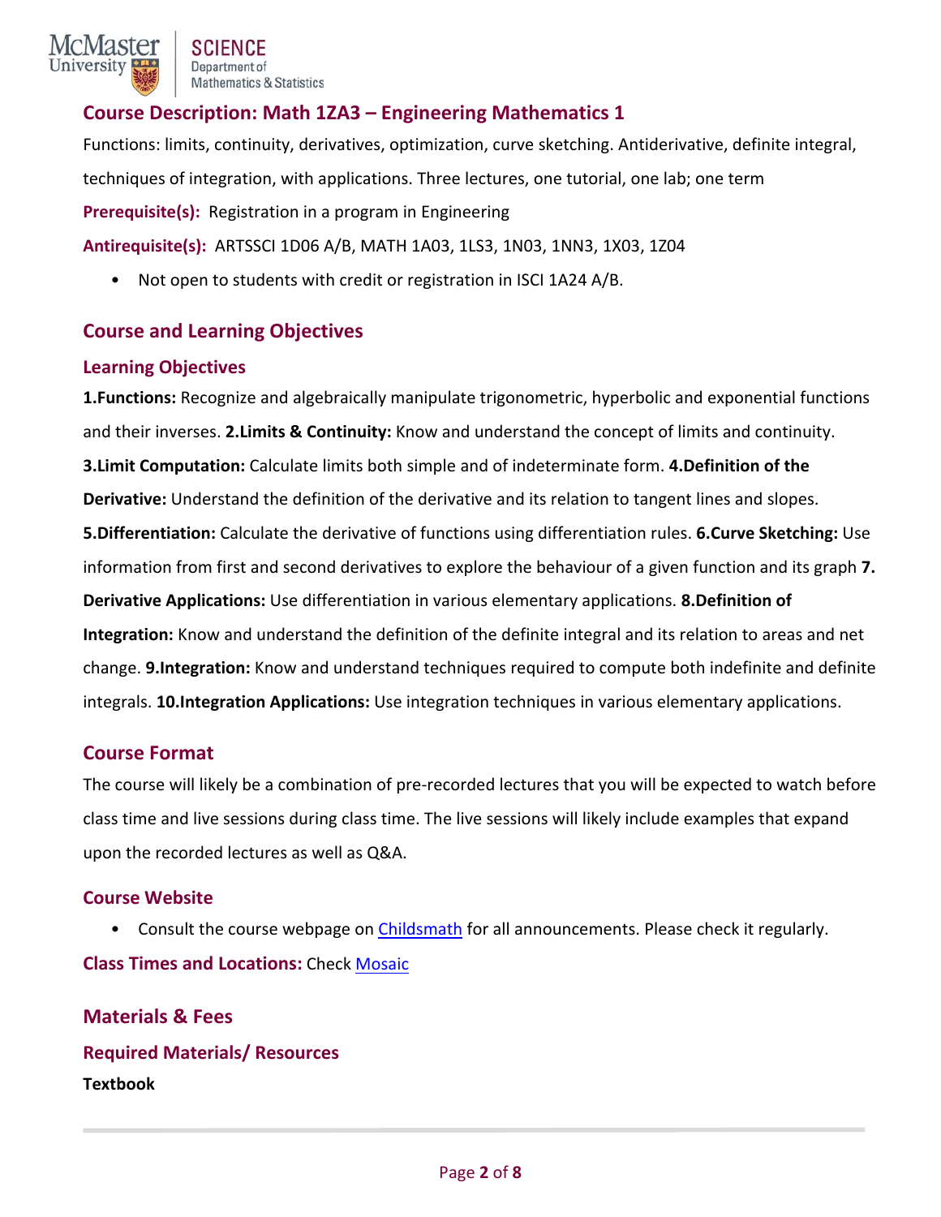## Course Description: Math 1ZA3 – Engineering Mathematics 1

Functions: limits, continuity, derivatives, optimization, curve sketching. Antiderivative, definite integral, techniques of integration, with applications. Three lectures, one tutorial, one lab; one term

**Prerequisite(s):** Registration in a program in Engineering

**Antirequisite(s):** ARTSSCI 1D06 A/B, MATH 1A03, 1LS3, 1N03, 1NN3, 1X03, 1Z04

- Not open to students with credit or registration in ISCI 1A24 A/B.

## Course and Learning Objectives

### Learning Objectives

**1.Functions:** Recognize and algebraically manipulate trigonometric, hyperbolic and exponential functions and their inverses. **2.Limits & Continuity:** Know and understand the concept of limits and continuity. **3.Limit Computation:** Calculate limits both simple and of indeterminate form. **4.Definition of the Derivative:** Understand the definition of the derivative and its relation to tangent lines and slopes. **5.Differentiation:** Calculate the derivative of functions using differentiation rules. **6.Curve Sketching:** Use information from first and second derivatives to explore the behaviour of a given function and its graph **7. Derivative Applications:** Use differentiation in various elementary applications. **8.Definition of Integration:** Know and understand the definition of the definite integral and its relation to areas and net change. **9.Integration:** Know and understand techniques required to compute both indefinite and definite integrals. **10.Integration Applications:** Use integration techniques in various elementary applications.

## Course Format

The course will likely be a combination of pre-recorded lectures that you will be expected to watch before class time and live sessions during class time. The live sessions will likely include examples that expand upon the recorded lectures as well as Q&A.

### Course Website

- Consult the course webpage on Childsmath for all announcements. Please check it regularly.

**Class Times and Locations:** Check Mosaic

## Materials & Fees

### Required Materials/ Resources

**Textbook**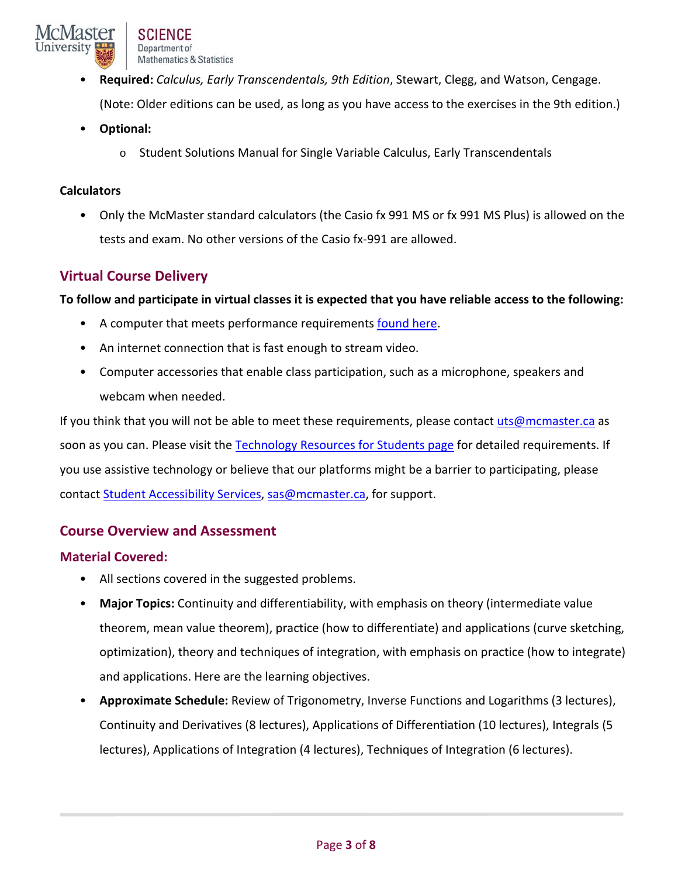- **Required:** *Calculus, Early Transcendentals, 9th Edition*, Stewart, Clegg, and Watson, Cengage. (Note: Older editions can be used, as long as you have access to the exercises in the 9th edition.)
- **Optional:**
  - Student Solutions Manual for Single Variable Calculus, Early Transcendentals

**Calculators**

- Only the McMaster standard calculators (the Casio fx 991 MS or fx 991 MS Plus) is allowed on the tests and exam. No other versions of the Casio fx-991 are allowed.

## Virtual Course Delivery

**To follow and participate in virtual classes it is expected that you have reliable access to the following:**

- A computer that meets performance requirements [found here](#).
- An internet connection that is fast enough to stream video.
- Computer accessories that enable class participation, such as a microphone, speakers and webcam when needed.

If you think that you will not be able to meet these requirements, please contact [uts@mcmaster.ca](mailto:uts@mcmaster.ca) as soon as you can. Please visit the [Technology Resources for Students page](#) for detailed requirements. If you use assistive technology or believe that our platforms might be a barrier to participating, please contact [Student Accessibility Services](#), [sas@mcmaster.ca](mailto:sas@mcmaster.ca), for support.

## Course Overview and Assessment

### Material Covered:

- All sections covered in the suggested problems.
- **Major Topics:** Continuity and differentiability, with emphasis on theory (intermediate value theorem, mean value theorem), practice (how to differentiate) and applications (curve sketching, optimization), theory and techniques of integration, with emphasis on practice (how to integrate) and applications. Here are the learning objectives.
- **Approximate Schedule:** Review of Trigonometry, Inverse Functions and Logarithms (3 lectures), Continuity and Derivatives (8 lectures), Applications of Differentiation (10 lectures), Integrals (5 lectures), Applications of Integration (4 lectures), Techniques of Integration (6 lectures).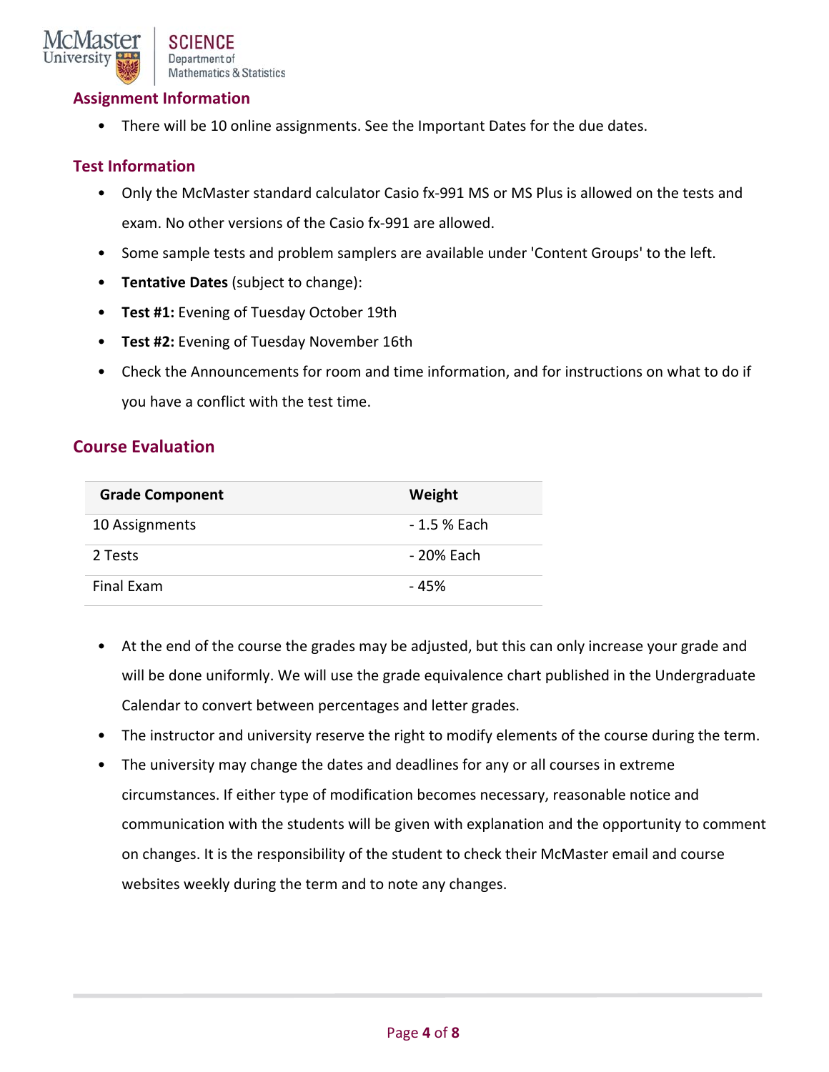## Assignment Information

- There will be 10 online assignments. See the Important Dates for the due dates.

## Test Information

- Only the McMaster standard calculator Casio fx-991 MS or MS Plus is allowed on the tests and exam. No other versions of the Casio fx-991 are allowed.
- Some sample tests and problem samplers are available under 'Content Groups' to the left.
- **Tentative Dates** (subject to change):
- **Test #1:** Evening of Tuesday October 19th
- **Test #2:** Evening of Tuesday November 16th
- Check the Announcements for room and time information, and for instructions on what to do if you have a conflict with the test time.

## Course Evaluation

| Grade Component | Weight |
|---|---|
| 10 Assignments | - 1.5 % Each |
| 2 Tests | - 20% Each |
| Final Exam | - 45% |

- At the end of the course the grades may be adjusted, but this can only increase your grade and will be done uniformly. We will use the grade equivalence chart published in the Undergraduate Calendar to convert between percentages and letter grades.
- The instructor and university reserve the right to modify elements of the course during the term.
- The university may change the dates and deadlines for any or all courses in extreme circumstances. If either type of modification becomes necessary, reasonable notice and communication with the students will be given with explanation and the opportunity to comment on changes. It is the responsibility of the student to check their McMaster email and course websites weekly during the term and to note any changes.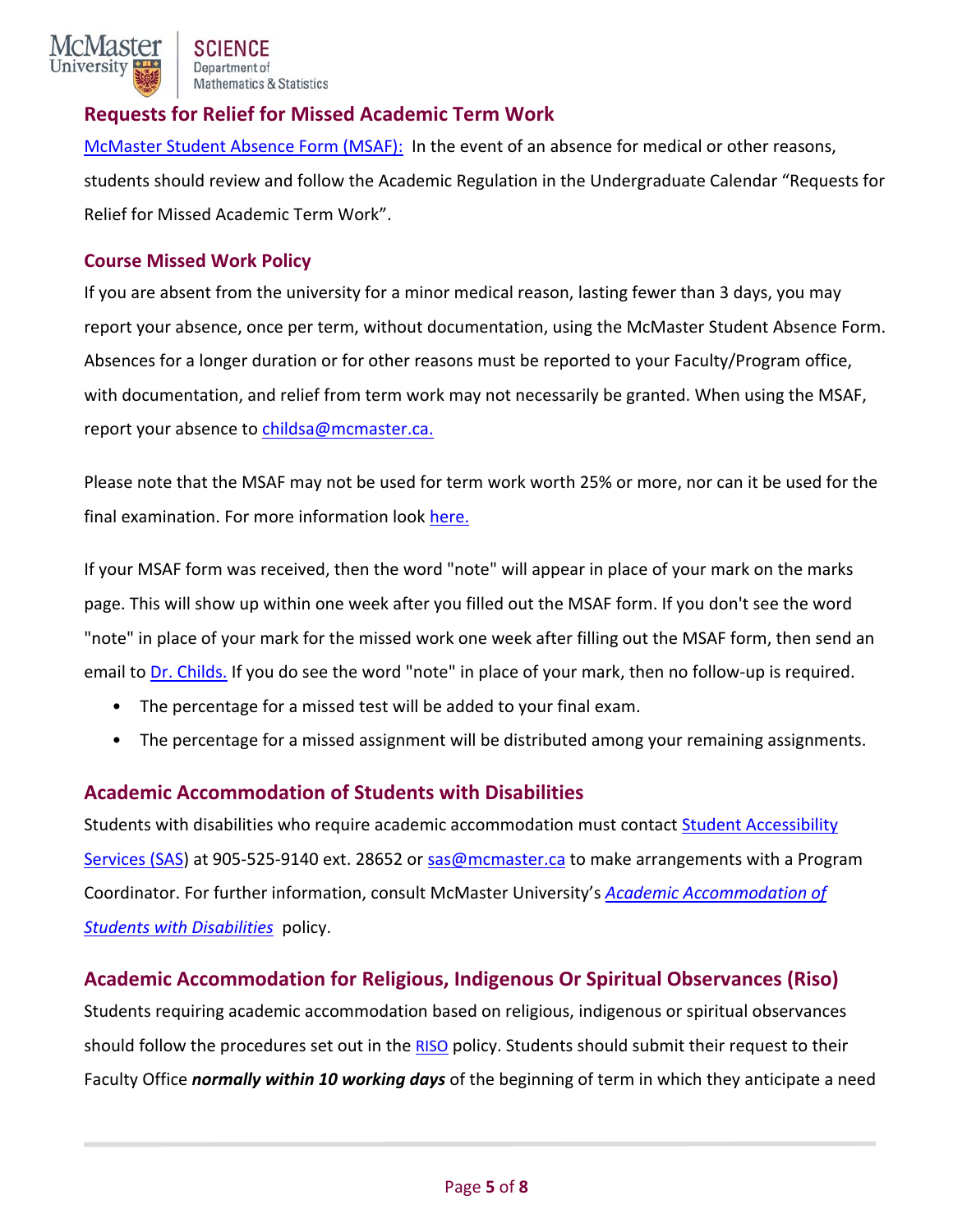## Requests for Relief for Missed Academic Term Work

McMaster Student Absence Form (MSAF): In the event of an absence for medical or other reasons, students should review and follow the Academic Regulation in the Undergraduate Calendar "Requests for Relief for Missed Academic Term Work".

### Course Missed Work Policy

If you are absent from the university for a minor medical reason, lasting fewer than 3 days, you may report your absence, once per term, without documentation, using the McMaster Student Absence Form. Absences for a longer duration or for other reasons must be reported to your Faculty/Program office, with documentation, and relief from term work may not necessarily be granted. When using the MSAF, report your absence to childsa@mcmaster.ca.

Please note that the MSAF may not be used for term work worth 25% or more, nor can it be used for the final examination. For more information look here.

If your MSAF form was received, then the word "note" will appear in place of your mark on the marks page. This will show up within one week after you filled out the MSAF form. If you don't see the word "note" in place of your mark for the missed work one week after filling out the MSAF form, then send an email to Dr. Childs. If you do see the word "note" in place of your mark, then no follow-up is required.

- The percentage for a missed test will be added to your final exam.
- The percentage for a missed assignment will be distributed among your remaining assignments.

## Academic Accommodation of Students with Disabilities

Students with disabilities who require academic accommodation must contact Student Accessibility Services (SAS) at 905-525-9140 ext. 28652 or sas@mcmaster.ca to make arrangements with a Program Coordinator. For further information, consult McMaster University's *Academic Accommodation of Students with Disabilities* policy.

## Academic Accommodation for Religious, Indigenous Or Spiritual Observances (Riso)

Students requiring academic accommodation based on religious, indigenous or spiritual observances should follow the procedures set out in the RISO policy. Students should submit their request to their Faculty Office ***normally within 10 working days*** of the beginning of term in which they anticipate a need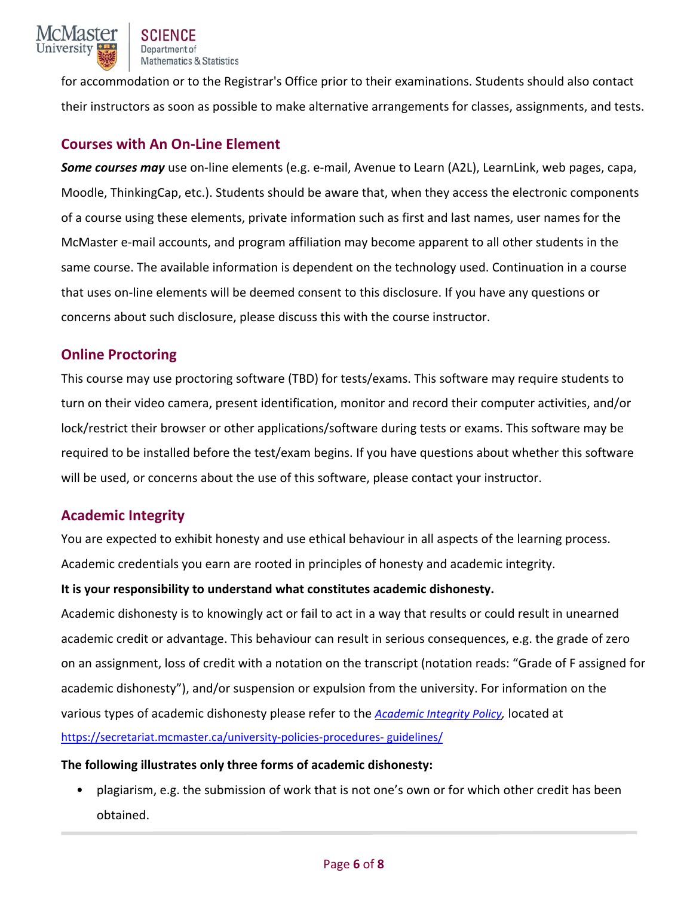for accommodation or to the Registrar's Office prior to their examinations. Students should also contact their instructors as soon as possible to make alternative arrangements for classes, assignments, and tests.

## Courses with An On-Line Element

***Some courses may*** use on-line elements (e.g. e-mail, Avenue to Learn (A2L), LearnLink, web pages, capa, Moodle, ThinkingCap, etc.). Students should be aware that, when they access the electronic components of a course using these elements, private information such as first and last names, user names for the McMaster e-mail accounts, and program affiliation may become apparent to all other students in the same course. The available information is dependent on the technology used. Continuation in a course that uses on-line elements will be deemed consent to this disclosure. If you have any questions or concerns about such disclosure, please discuss this with the course instructor.

## Online Proctoring

This course may use proctoring software (TBD) for tests/exams. This software may require students to turn on their video camera, present identification, monitor and record their computer activities, and/or lock/restrict their browser or other applications/software during tests or exams. This software may be required to be installed before the test/exam begins. If you have questions about whether this software will be used, or concerns about the use of this software, please contact your instructor.

## Academic Integrity

You are expected to exhibit honesty and use ethical behaviour in all aspects of the learning process. Academic credentials you earn are rooted in principles of honesty and academic integrity.

**It is your responsibility to understand what constitutes academic dishonesty.**

Academic dishonesty is to knowingly act or fail to act in a way that results or could result in unearned academic credit or advantage. This behaviour can result in serious consequences, e.g. the grade of zero on an assignment, loss of credit with a notation on the transcript (notation reads: "Grade of F assigned for academic dishonesty"), and/or suspension or expulsion from the university. For information on the various types of academic dishonesty please refer to the *Academic Integrity Policy,* located at https://secretariat.mcmaster.ca/university-policies-procedures- guidelines/

**The following illustrates only three forms of academic dishonesty:**

- plagiarism, e.g. the submission of work that is not one's own or for which other credit has been obtained.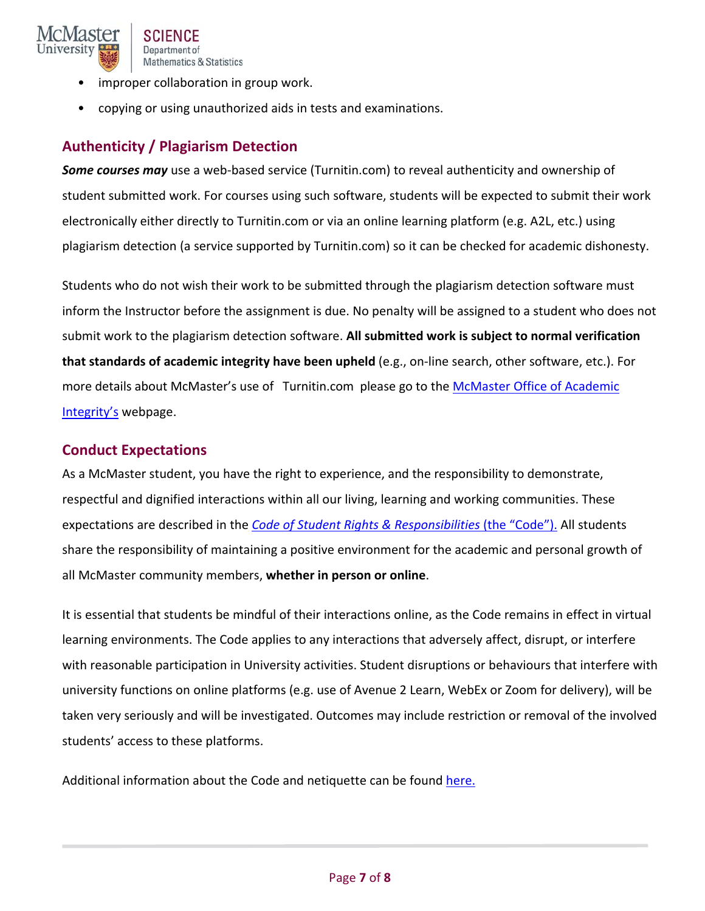- improper collaboration in group work.
- copying or using unauthorized aids in tests and examinations.

## Authenticity / Plagiarism Detection

***Some courses may*** use a web-based service (Turnitin.com) to reveal authenticity and ownership of student submitted work. For courses using such software, students will be expected to submit their work electronically either directly to Turnitin.com or via an online learning platform (e.g. A2L, etc.) using plagiarism detection (a service supported by Turnitin.com) so it can be checked for academic dishonesty.

Students who do not wish their work to be submitted through the plagiarism detection software must inform the Instructor before the assignment is due. No penalty will be assigned to a student who does not submit work to the plagiarism detection software. **All submitted work is subject to normal verification that standards of academic integrity have been upheld** (e.g., on-line search, other software, etc.). For more details about McMaster's use of Turnitin.com please go to the McMaster Office of Academic Integrity's webpage.

## Conduct Expectations

As a McMaster student, you have the right to experience, and the responsibility to demonstrate, respectful and dignified interactions within all our living, learning and working communities. These expectations are described in the *Code of Student Rights & Responsibilities* (the "Code"). All students share the responsibility of maintaining a positive environment for the academic and personal growth of all McMaster community members, **whether in person or online**.

It is essential that students be mindful of their interactions online, as the Code remains in effect in virtual learning environments. The Code applies to any interactions that adversely affect, disrupt, or interfere with reasonable participation in University activities. Student disruptions or behaviours that interfere with university functions on online platforms (e.g. use of Avenue 2 Learn, WebEx or Zoom for delivery), will be taken very seriously and will be investigated. Outcomes may include restriction or removal of the involved students' access to these platforms.

Additional information about the Code and netiquette can be found here.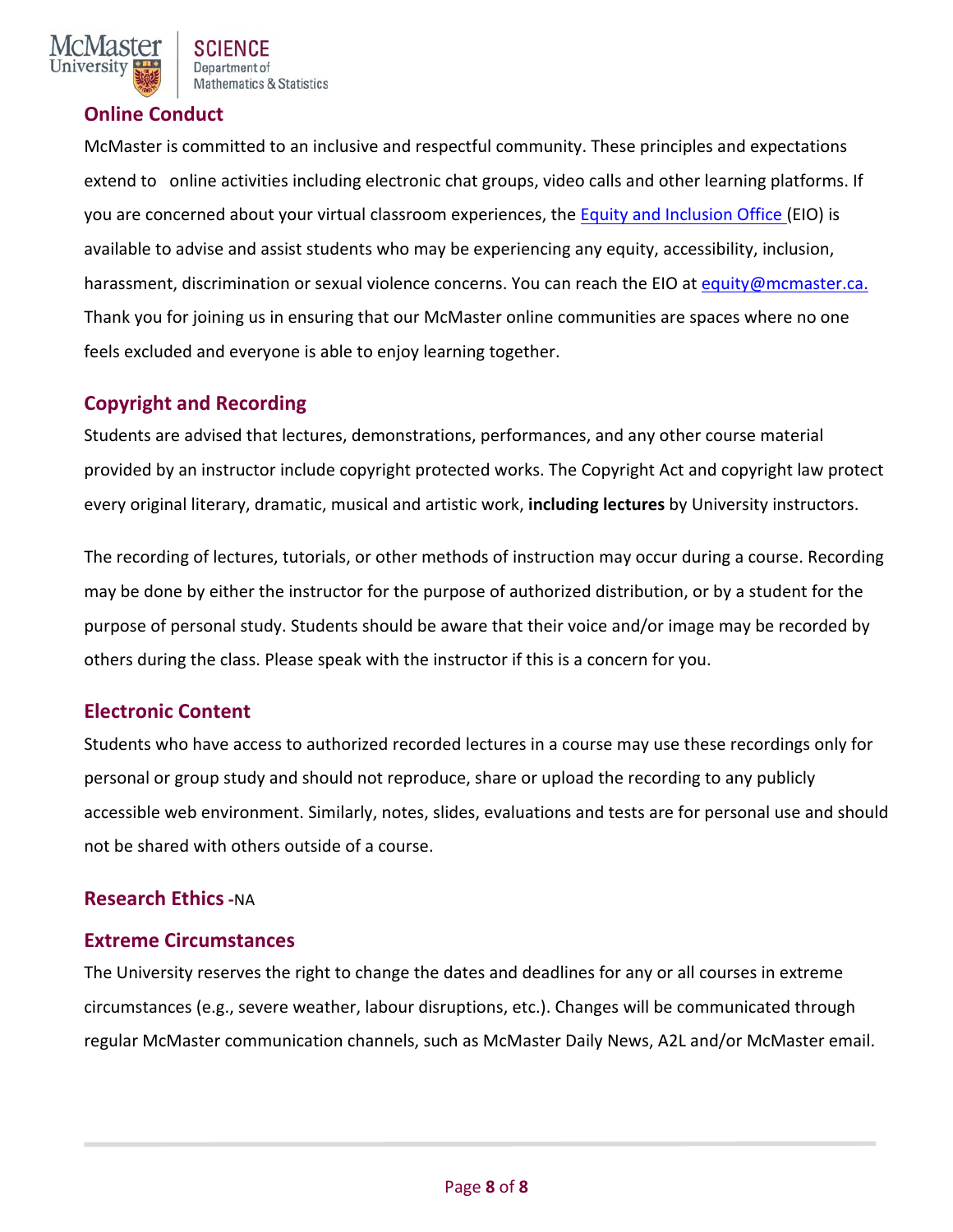## Online Conduct

McMaster is committed to an inclusive and respectful community. These principles and expectations extend to online activities including electronic chat groups, video calls and other learning platforms. If you are concerned about your virtual classroom experiences, the [Equity and Inclusion Office](#) (EIO) is available to advise and assist students who may be experiencing any equity, accessibility, inclusion, harassment, discrimination or sexual violence concerns. You can reach the EIO at [equity@mcmaster.ca.](mailto:equity@mcmaster.ca) Thank you for joining us in ensuring that our McMaster online communities are spaces where no one feels excluded and everyone is able to enjoy learning together.

## Copyright and Recording

Students are advised that lectures, demonstrations, performances, and any other course material provided by an instructor include copyright protected works. The Copyright Act and copyright law protect every original literary, dramatic, musical and artistic work, **including lectures** by University instructors.

The recording of lectures, tutorials, or other methods of instruction may occur during a course. Recording may be done by either the instructor for the purpose of authorized distribution, or by a student for the purpose of personal study. Students should be aware that their voice and/or image may be recorded by others during the class. Please speak with the instructor if this is a concern for you.

## Electronic Content

Students who have access to authorized recorded lectures in a course may use these recordings only for personal or group study and should not reproduce, share or upload the recording to any publicly accessible web environment. Similarly, notes, slides, evaluations and tests are for personal use and should not be shared with others outside of a course.

## Research Ethics -NA

## Extreme Circumstances

The University reserves the right to change the dates and deadlines for any or all courses in extreme circumstances (e.g., severe weather, labour disruptions, etc.). Changes will be communicated through regular McMaster communication channels, such as McMaster Daily News, A2L and/or McMaster email.